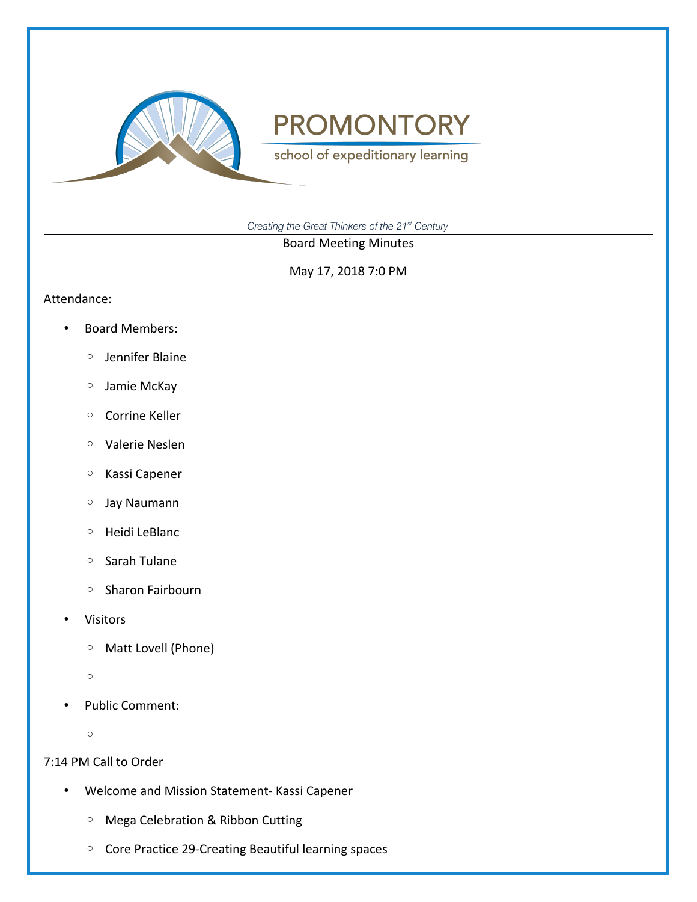# PROMONTORY

school of expeditionary learning

*Creating the Great Thinkers of the 21st Century*

Board Meeting Minutes

May 17, 2018 7:0 PM

Attendance:

- Board Members:
  - Jennifer Blaine
  - Jamie McKay
  - Corrine Keller
  - Valerie Neslen
  - Kassi Capener
  - Jay Naumann
  - Heidi LeBlanc
  - Sarah Tulane
  - Sharon Fairbourn
- Visitors
  - Matt Lovell (Phone)
  - 
- Public Comment:
  - 

7:14 PM Call to Order

- Welcome and Mission Statement- Kassi Capener
  - Mega Celebration & Ribbon Cutting
  - Core Practice 29-Creating Beautiful learning spaces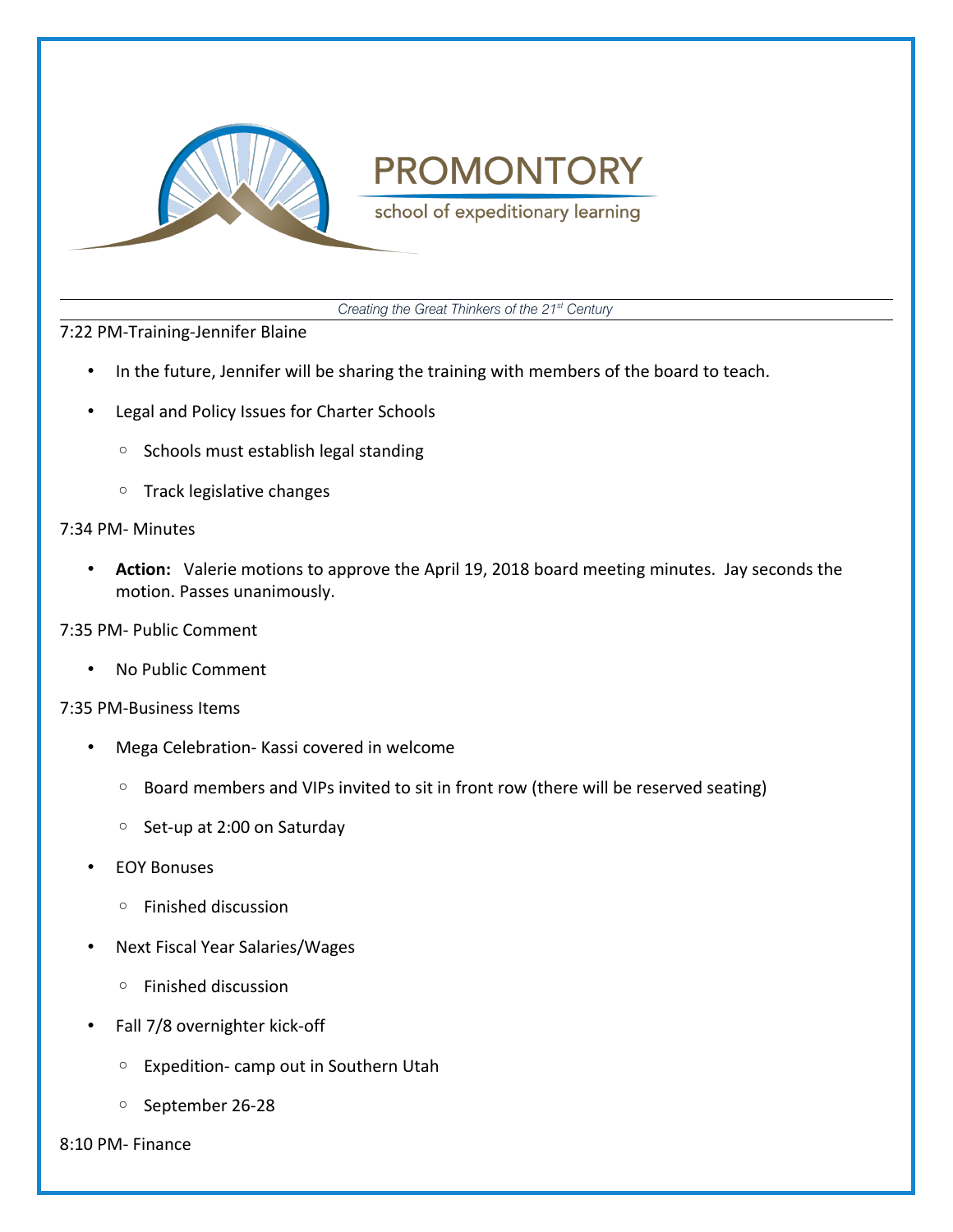7:22 PM-Training-Jennifer Blaine

- In the future, Jennifer will be sharing the training with members of the board to teach.
- Legal and Policy Issues for Charter Schools
  - Schools must establish legal standing
  - Track legislative changes

7:34 PM- Minutes

- **Action:** Valerie motions to approve the April 19, 2018 board meeting minutes. Jay seconds the motion. Passes unanimously.

7:35 PM- Public Comment

- No Public Comment

7:35 PM-Business Items

- Mega Celebration- Kassi covered in welcome
  - Board members and VIPs invited to sit in front row (there will be reserved seating)
  - Set-up at 2:00 on Saturday
- EOY Bonuses
  - Finished discussion
- Next Fiscal Year Salaries/Wages
  - Finished discussion
- Fall 7/8 overnighter kick-off
  - Expedition- camp out in Southern Utah
  - September 26-28

8:10 PM- Finance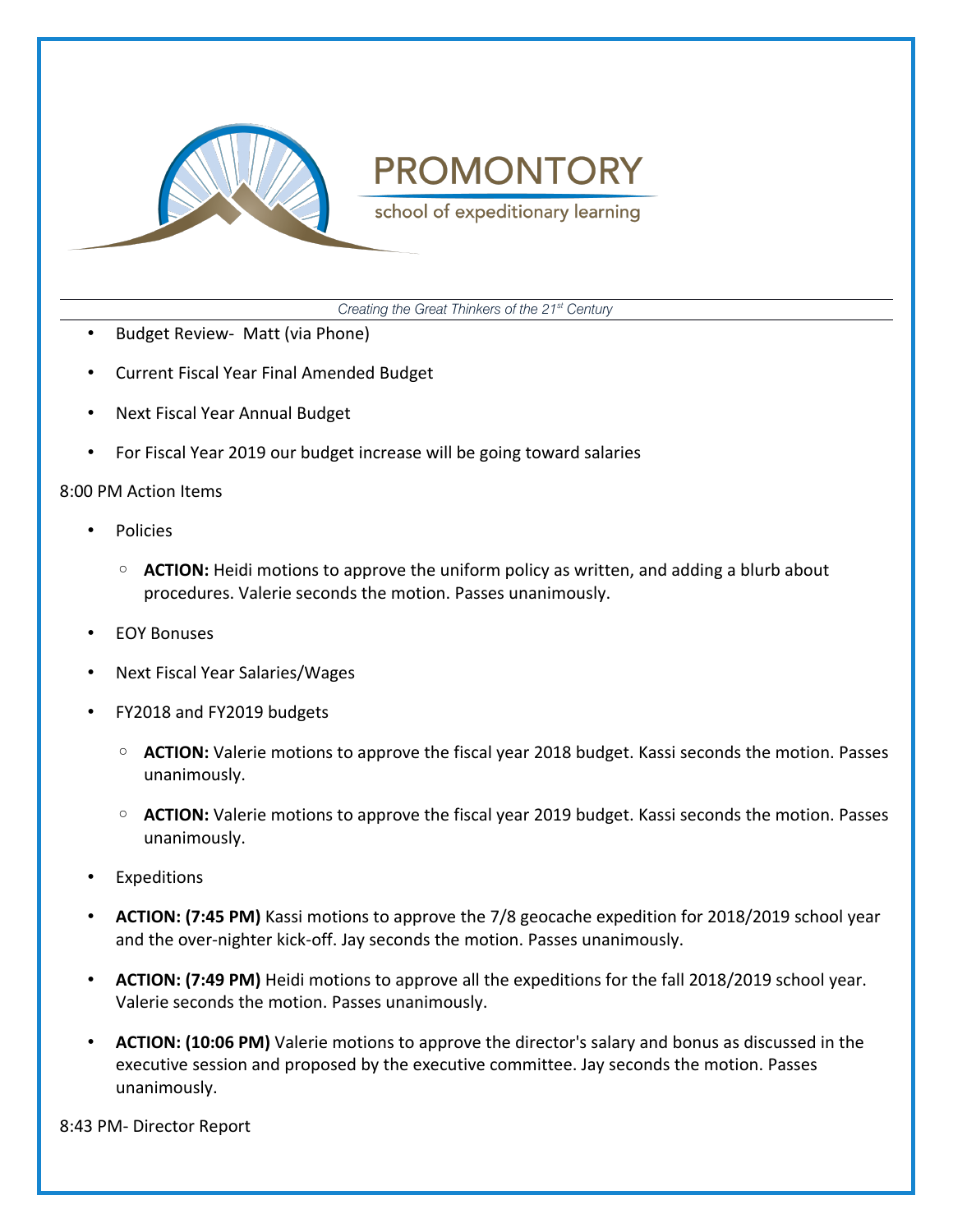- Budget Review- Matt (via Phone)
- Current Fiscal Year Final Amended Budget
- Next Fiscal Year Annual Budget
- For Fiscal Year 2019 our budget increase will be going toward salaries

8:00 PM Action Items

- Policies
    - **ACTION:** Heidi motions to approve the uniform policy as written, and adding a blurb about procedures. Valerie seconds the motion. Passes unanimously.
- EOY Bonuses
- Next Fiscal Year Salaries/Wages
- FY2018 and FY2019 budgets
    - **ACTION:** Valerie motions to approve the fiscal year 2018 budget. Kassi seconds the motion. Passes unanimously.
    - **ACTION:** Valerie motions to approve the fiscal year 2019 budget. Kassi seconds the motion. Passes unanimously.
- Expeditions
- **ACTION: (7:45 PM)** Kassi motions to approve the 7/8 geocache expedition for 2018/2019 school year and the over-nighter kick-off. Jay seconds the motion. Passes unanimously.
- **ACTION: (7:49 PM)** Heidi motions to approve all the expeditions for the fall 2018/2019 school year. Valerie seconds the motion. Passes unanimously.
- **ACTION: (10:06 PM)** Valerie motions to approve the director's salary and bonus as discussed in the executive session and proposed by the executive committee. Jay seconds the motion. Passes unanimously.

8:43 PM- Director Report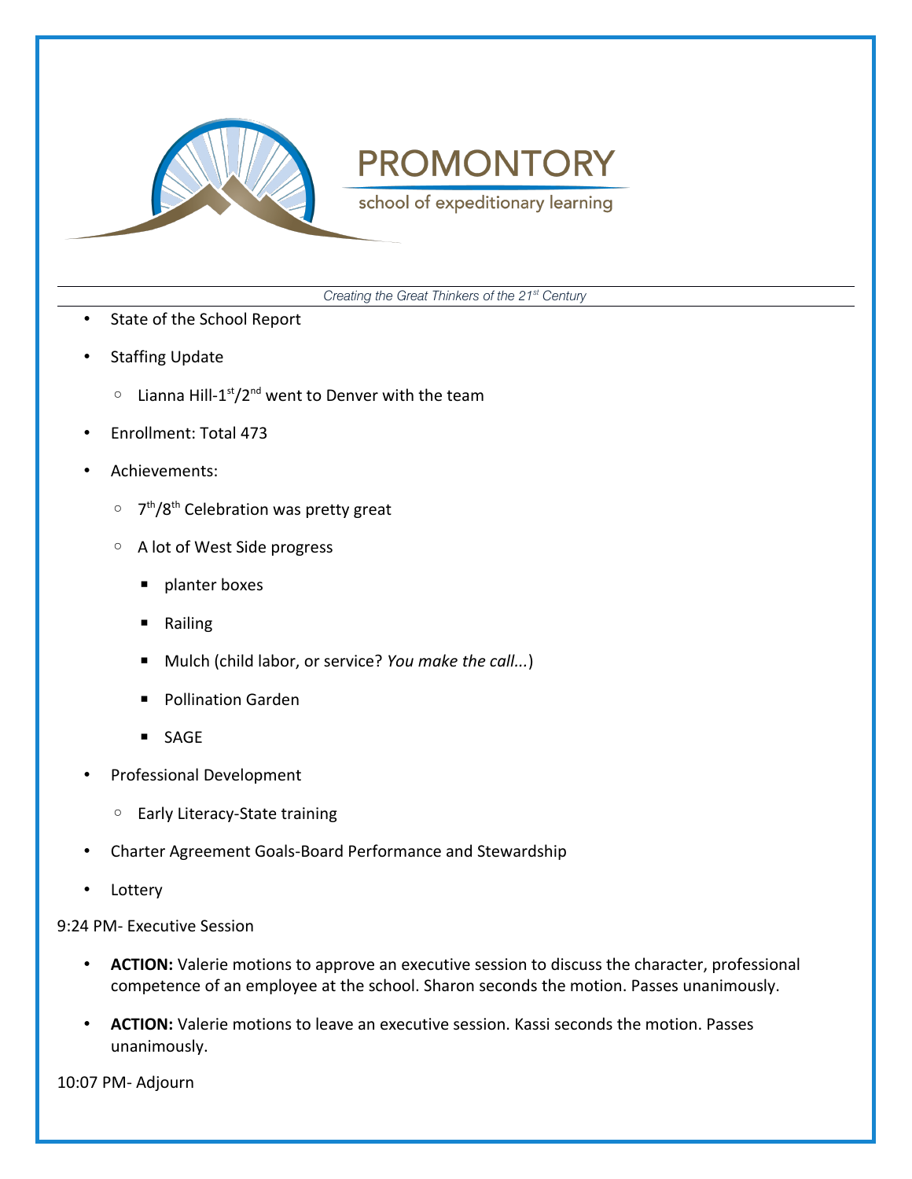- State of the School Report
- Staffing Update
  - Lianna Hill-1st/2nd went to Denver with the team
- Enrollment: Total 473
- Achievements:
  - 7th/8th Celebration was pretty great
  - A lot of West Side progress
    - planter boxes
    - Railing
    - Mulch (child labor, or service? *You make the call...*)
    - Pollination Garden
    - SAGE
- Professional Development
  - Early Literacy-State training
- Charter Agreement Goals-Board Performance and Stewardship
- Lottery

9:24 PM- Executive Session

- **ACTION:** Valerie motions to approve an executive session to discuss the character, professional competence of an employee at the school. Sharon seconds the motion. Passes unanimously.
- **ACTION:** Valerie motions to leave an executive session. Kassi seconds the motion. Passes unanimously.

10:07 PM- Adjourn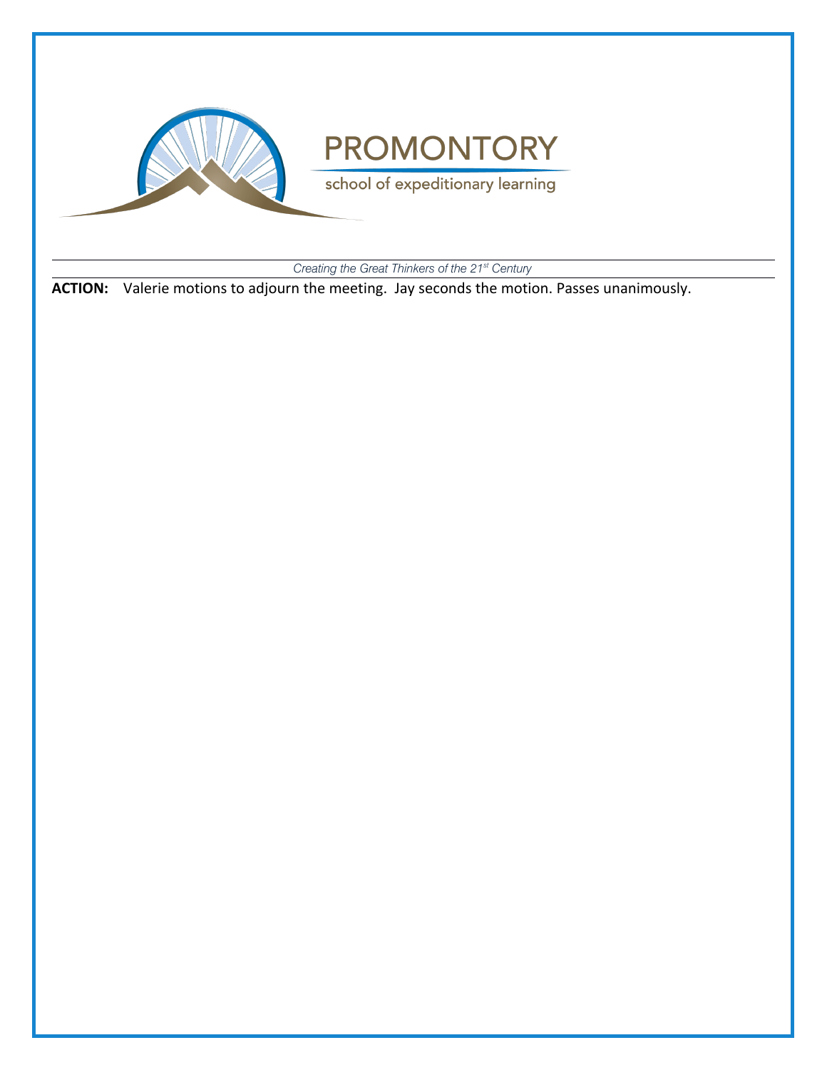**ACTION:** Valerie motions to adjourn the meeting. Jay seconds the motion. Passes unanimously.